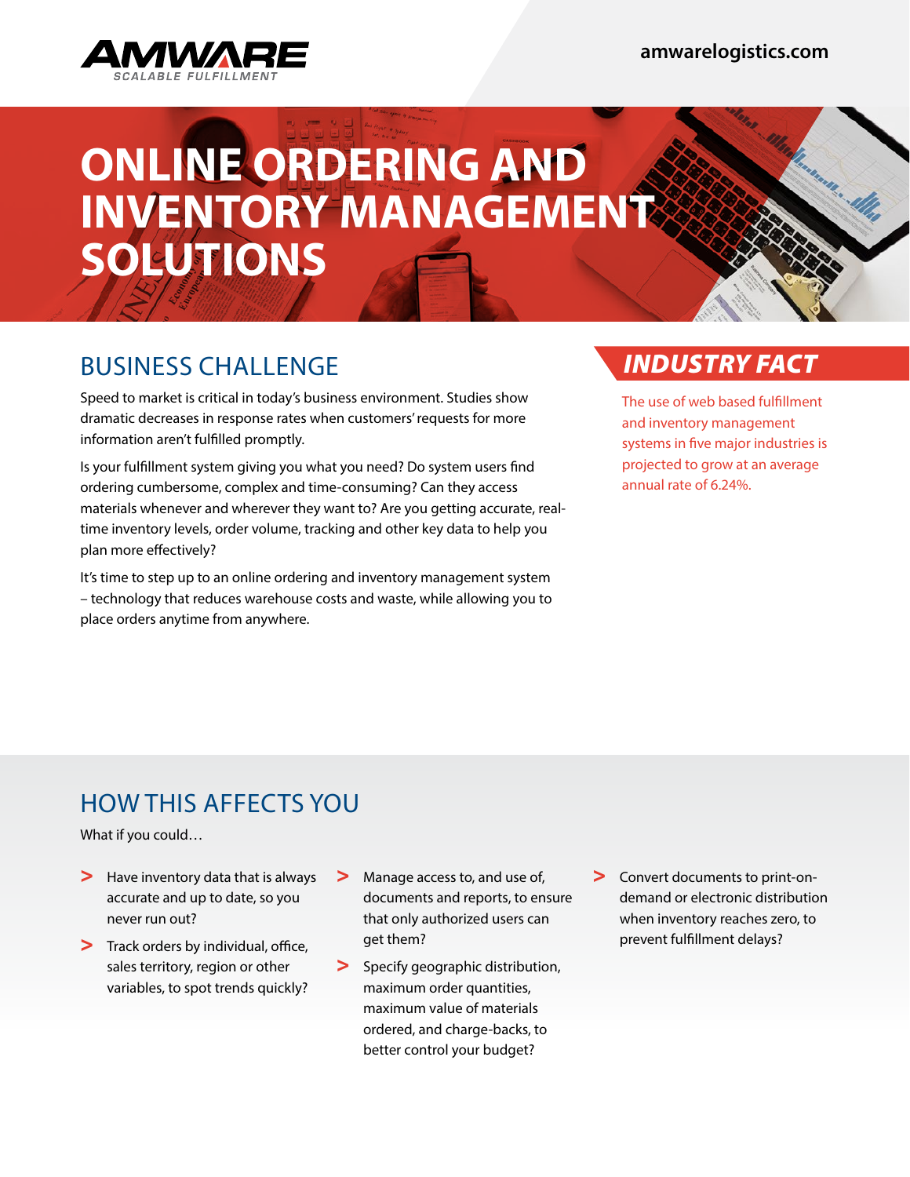**AMWARE**
SCALABLE FULFILLMENT

amwarelogistics.com

# ONLINE ORDERING AND INVENTORY MANAGEMENT SOLUTIONS

## BUSINESS CHALLENGE

Speed to market is critical in today's business environment. Studies show dramatic decreases in response rates when customers' requests for more information aren't fulfilled promptly.

Is your fulfillment system giving you what you need? Do system users find ordering cumbersome, complex and time-consuming? Can they access materials whenever and wherever they want to? Are you getting accurate, real-time inventory levels, order volume, tracking and other key data to help you plan more effectively?

It's time to step up to an online ordering and inventory management system – technology that reduces warehouse costs and waste, while allowing you to place orders anytime from anywhere.

### *INDUSTRY FACT*

The use of web based fulfillment and inventory management systems in five major industries is projected to grow at an average annual rate of 6.24%.

## HOW THIS AFFECTS YOU

What if you could…

- Have inventory data that is always accurate and up to date, so you never run out?
- Track orders by individual, office, sales territory, region or other variables, to spot trends quickly?
- Manage access to, and use of, documents and reports, to ensure that only authorized users can get them?
- Specify geographic distribution, maximum order quantities, maximum value of materials ordered, and charge-backs, to better control your budget?
- Convert documents to print-on-demand or electronic distribution when inventory reaches zero, to prevent fulfillment delays?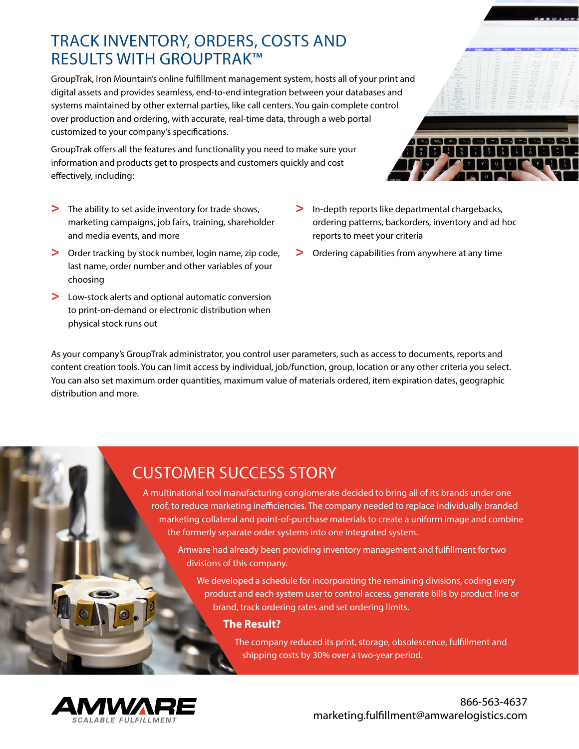# TRACK INVENTORY, ORDERS, COSTS AND RESULTS WITH GROUPTRAK™

GroupTrak, Iron Mountain's online fulfillment management system, hosts all of your print and digital assets and provides seamless, end-to-end integration between your databases and systems maintained by other external parties, like call centers. You gain complete control over production and ordering, with accurate, real-time data, through a web portal customized to your company's specifications.

GroupTrak offers all the features and functionality you need to make sure your information and products get to prospects and customers quickly and cost effectively, including:

- The ability to set aside inventory for trade shows, marketing campaigns, job fairs, training, shareholder and media events, and more
- Order tracking by stock number, login name, zip code, last name, order number and other variables of your choosing
- Low-stock alerts and optional automatic conversion to print-on-demand or electronic distribution when physical stock runs out
- In-depth reports like departmental chargebacks, ordering patterns, backorders, inventory and ad hoc reports to meet your criteria
- Ordering capabilities from anywhere at any time

As your company's GroupTrak administrator, you control user parameters, such as access to documents, reports and content creation tools. You can limit access by individual, job/function, group, location or any other criteria you select. You can also set maximum order quantities, maximum value of materials ordered, item expiration dates, geographic distribution and more.

## CUSTOMER SUCCESS STORY

A multinational tool manufacturing conglomerate decided to bring all of its brands under one roof, to reduce marketing inefficiencies. The company needed to replace individually branded marketing collateral and point-of-purchase materials to create a uniform image and combine the formerly separate order systems into one integrated system.

Amware had already been providing inventory management and fulfillment for two divisions of this company.

We developed a schedule for incorporating the remaining divisions, coding every product and each system user to control access, generate bills by product line or brand, track ordering rates and set ordering limits.

**The Result?**

The company reduced its print, storage, obsolescence, fulfillment and shipping costs by 30% over a two-year period.

AMWARE
SCALABLE FULFILLMENT

866-563-4637
marketing.fulfillment@amwarelogistics.com